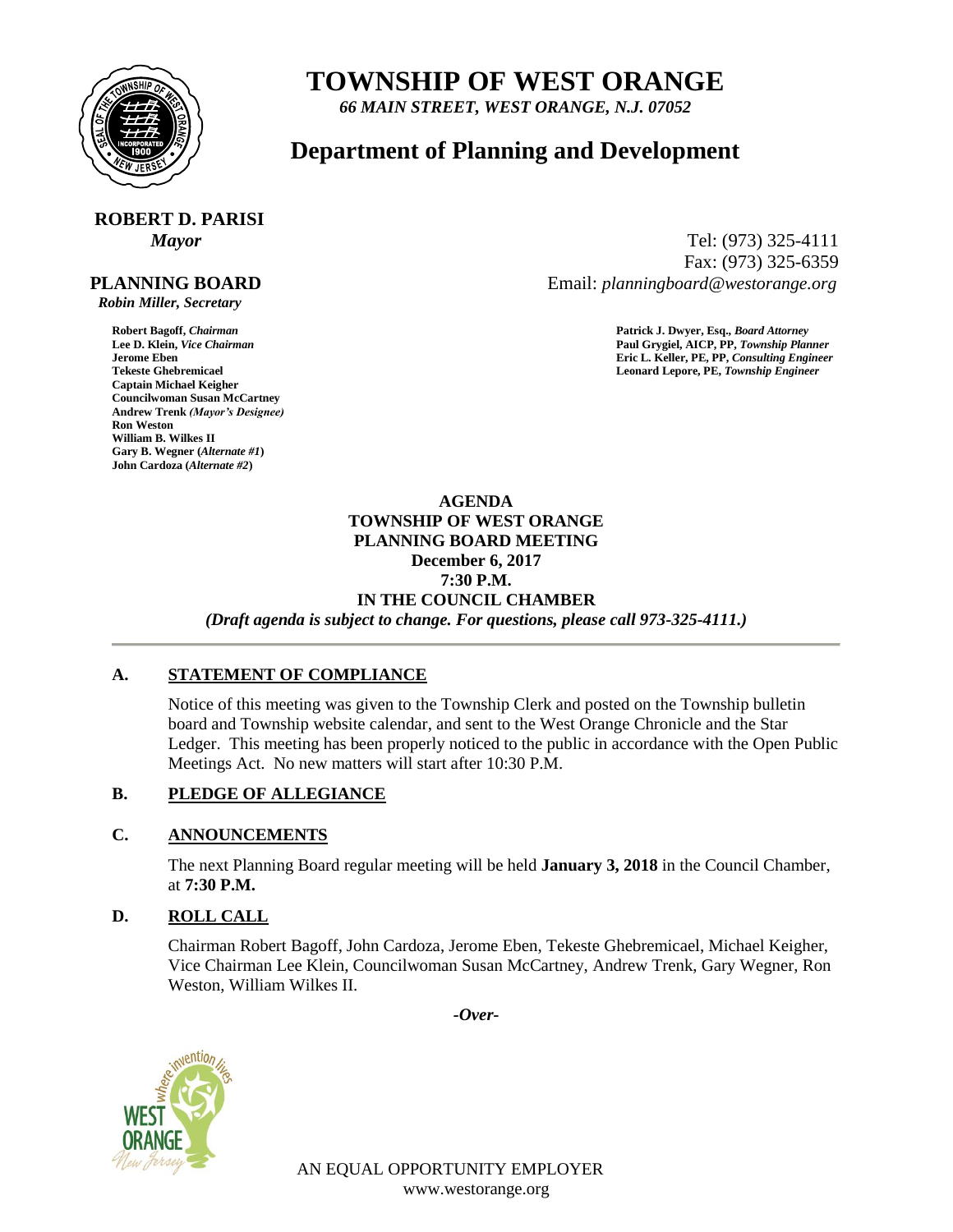# TOWNSHIP OF WEST ORANGE

*66 MAIN STREET, WEST ORANGE, N.J. 07052*

## Department of Planning and Development

**ROBERT D. PARISI**
*Mayor*

Tel: (973) 325-4111
Fax: (973) 325-6359
Email: *planningboard@westorange.org*

**PLANNING BOARD**
*Robin Miller, Secretary*

**Robert Bagoff,** *Chairman*
**Lee D. Klein,** *Vice Chairman*
**Jerome Eben**
**Tekeste Ghebremicael**
**Captain Michael Keigher**
**Councilwoman Susan McCartney**
**Andrew Trenk** *(Mayor's Designee)*
**Ron Weston**
**William B. Wilkes II**
**Gary B. Wegner (***Alternate #1***)**
**John Cardoza (***Alternate #2***)**

**Patrick J. Dwyer, Esq.,** *Board Attorney*
**Paul Grygiel, AICP, PP,** *Township Planner*
**Eric L. Keller, PE, PP,** *Consulting Engineer*
**Leonard Lepore, PE,** *Township Engineer*

**AGENDA**
**TOWNSHIP OF WEST ORANGE**
**PLANNING BOARD MEETING**
**December 6, 2017**
**7:30 P.M.**
**IN THE COUNCIL CHAMBER**
*(Draft agenda is subject to change. For questions, please call 973-325-4111.)*

---

**A. STATEMENT OF COMPLIANCE**

Notice of this meeting was given to the Township Clerk and posted on the Township bulletin board and Township website calendar, and sent to the West Orange Chronicle and the Star Ledger. This meeting has been properly noticed to the public in accordance with the Open Public Meetings Act. No new matters will start after 10:30 P.M.

**B. PLEDGE OF ALLEGIANCE**

**C. ANNOUNCEMENTS**

The next Planning Board regular meeting will be held **January 3, 2018** in the Council Chamber, at **7:30 P.M.**

**D. ROLL CALL**

Chairman Robert Bagoff, John Cardoza, Jerome Eben, Tekeste Ghebremicael, Michael Keigher, Vice Chairman Lee Klein, Councilwoman Susan McCartney, Andrew Trenk, Gary Wegner, Ron Weston, William Wilkes II.

*-Over-*

AN EQUAL OPPORTUNITY EMPLOYER
www.westorange.org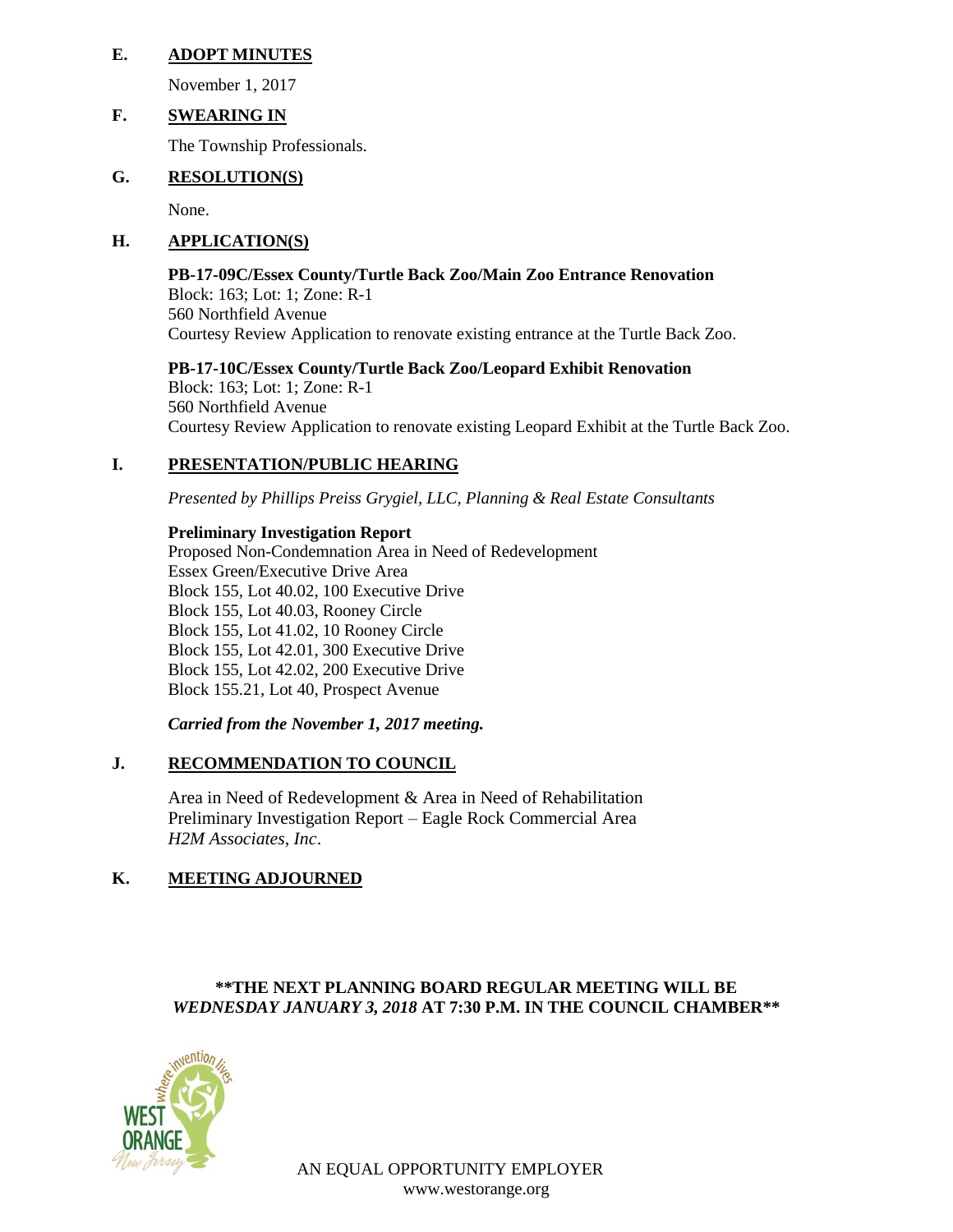## E. ADOPT MINUTES

November 1, 2017

## F. SWEARING IN

The Township Professionals.

## G. RESOLUTION(S)

None.

## H. APPLICATION(S)

**PB-17-09C/Essex County/Turtle Back Zoo/Main Zoo Entrance Renovation**
Block: 163; Lot: 1; Zone: R-1
560 Northfield Avenue
Courtesy Review Application to renovate existing entrance at the Turtle Back Zoo.

**PB-17-10C/Essex County/Turtle Back Zoo/Leopard Exhibit Renovation**
Block: 163; Lot: 1; Zone: R-1
560 Northfield Avenue
Courtesy Review Application to renovate existing Leopard Exhibit at the Turtle Back Zoo.

## I. PRESENTATION/PUBLIC HEARING

*Presented by Phillips Preiss Grygiel, LLC, Planning & Real Estate Consultants*

**Preliminary Investigation Report**
Proposed Non-Condemnation Area in Need of Redevelopment
Essex Green/Executive Drive Area
Block 155, Lot 40.02, 100 Executive Drive
Block 155, Lot 40.03, Rooney Circle
Block 155, Lot 41.02, 10 Rooney Circle
Block 155, Lot 42.01, 300 Executive Drive
Block 155, Lot 42.02, 200 Executive Drive
Block 155.21, Lot 40, Prospect Avenue

***Carried from the November 1, 2017 meeting.***

## J. RECOMMENDATION TO COUNCIL

Area in Need of Redevelopment & Area in Need of Rehabilitation
Preliminary Investigation Report – Eagle Rock Commercial Area
*H2M Associates, Inc*.

## K. MEETING ADJOURNED

**\*\*THE NEXT PLANNING BOARD REGULAR MEETING WILL BE *WEDNESDAY JANUARY 3, 2018* AT 7:30 P.M. IN THE COUNCIL CHAMBER\*\***

AN EQUAL OPPORTUNITY EMPLOYER
www.westorange.org